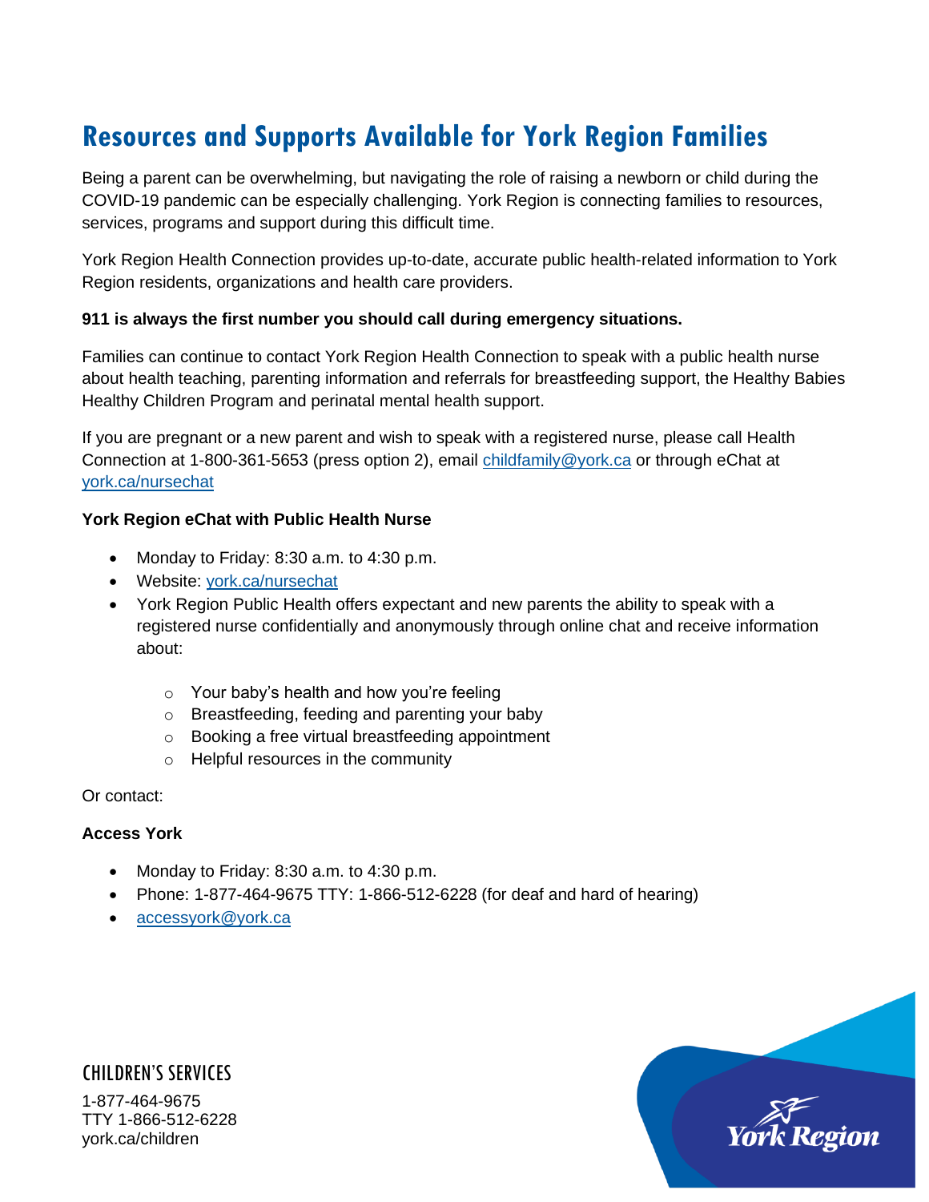# Resources and Supports Available for York Region Families

Being a parent can be overwhelming, but navigating the role of raising a newborn or child during the COVID-19 pandemic can be especially challenging. York Region is connecting families to resources, services, programs and support during this difficult time.

York Region Health Connection provides up-to-date, accurate public health-related information to York Region residents, organizations and health care providers.

**911 is always the first number you should call during emergency situations.**

Families can continue to contact York Region Health Connection to speak with a public health nurse about health teaching, parenting information and referrals for breastfeeding support, the Healthy Babies Healthy Children Program and perinatal mental health support.

If you are pregnant or a new parent and wish to speak with a registered nurse, please call Health Connection at 1-800-361-5653 (press option 2), email childfamily@york.ca or through eChat at york.ca/nursechat

**York Region eChat with Public Health Nurse**

- Monday to Friday: 8:30 a.m. to 4:30 p.m.
- Website: york.ca/nursechat
- York Region Public Health offers expectant and new parents the ability to speak with a registered nurse confidentially and anonymously through online chat and receive information about:
  - Your baby's health and how you're feeling
  - Breastfeeding, feeding and parenting your baby
  - Booking a free virtual breastfeeding appointment
  - Helpful resources in the community

Or contact:

**Access York**

- Monday to Friday: 8:30 a.m. to 4:30 p.m.
- Phone: 1-877-464-9675 TTY: 1-866-512-6228 (for deaf and hard of hearing)
- accessyork@york.ca

CHILDREN'S SERVICES

1-877-464-9675
TTY 1-866-512-6228
york.ca/children

York Region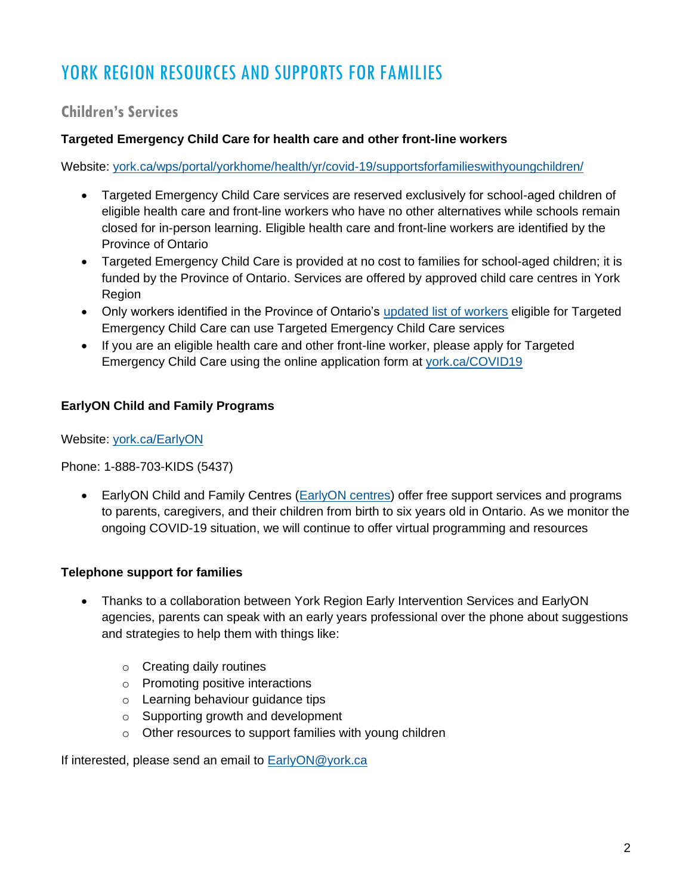# YORK REGION RESOURCES AND SUPPORTS FOR FAMILIES

## Children's Services

**Targeted Emergency Child Care for health care and other front-line workers**

Website: [york.ca/wps/portal/yorkhome/health/yr/covid-19/supportsforfamilieswithyoungchildren/](york.ca/wps/portal/yorkhome/health/yr/covid-19/supportsforfamilieswithyoungchildren/)

- Targeted Emergency Child Care services are reserved exclusively for school-aged children of eligible health care and front-line workers who have no other alternatives while schools remain closed for in-person learning. Eligible health care and front-line workers are identified by the Province of Ontario
- Targeted Emergency Child Care is provided at no cost to families for school-aged children; it is funded by the Province of Ontario. Services are offered by approved child care centres in York Region
- Only workers identified in the Province of Ontario's [updated list of workers]() eligible for Targeted Emergency Child Care can use Targeted Emergency Child Care services
- If you are an eligible health care and other front-line worker, please apply for Targeted Emergency Child Care using the online application form at [york.ca/COVID19](york.ca/COVID19)

**EarlyON Child and Family Programs**

Website: [york.ca/EarlyON](york.ca/EarlyON)

Phone: 1-888-703-KIDS (5437)

- EarlyON Child and Family Centres ([EarlyON centres]()) offer free support services and programs to parents, caregivers, and their children from birth to six years old in Ontario. As we monitor the ongoing COVID-19 situation, we will continue to offer virtual programming and resources

**Telephone support for families**

- Thanks to a collaboration between York Region Early Intervention Services and EarlyON agencies, parents can speak with an early years professional over the phone about suggestions and strategies to help them with things like:
  - Creating daily routines
  - Promoting positive interactions
  - Learning behaviour guidance tips
  - Supporting growth and development
  - Other resources to support families with young children

If interested, please send an email to [EarlyON@york.ca](mailto:EarlyON@york.ca)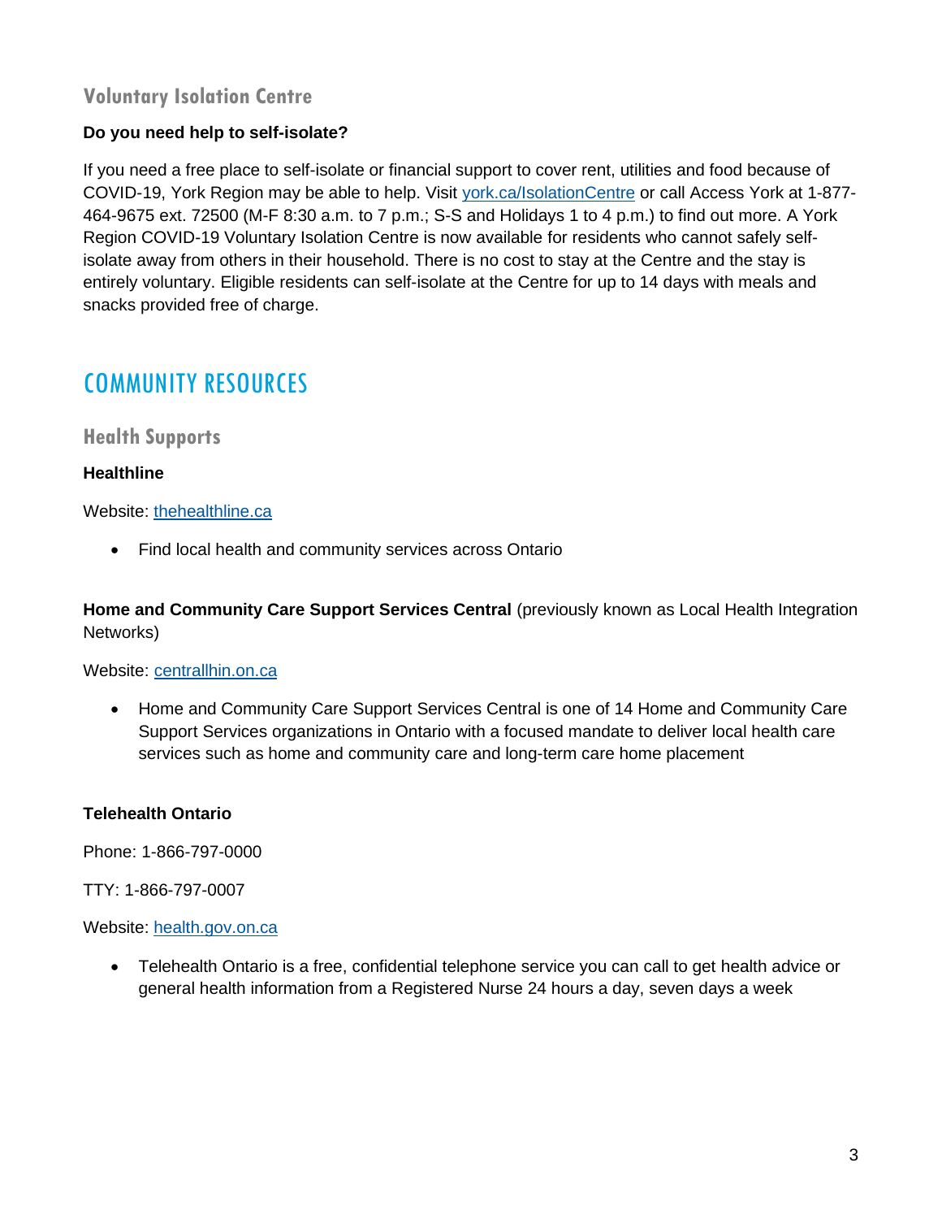### Voluntary Isolation Centre

**Do you need help to self-isolate?**

If you need a free place to self-isolate or financial support to cover rent, utilities and food because of COVID-19, York Region may be able to help. Visit york.ca/IsolationCentre or call Access York at 1-877-464-9675 ext. 72500 (M-F 8:30 a.m. to 7 p.m.; S-S and Holidays 1 to 4 p.m.) to find out more. A York Region COVID-19 Voluntary Isolation Centre is now available for residents who cannot safely self-isolate away from others in their household. There is no cost to stay at the Centre and the stay is entirely voluntary. Eligible residents can self-isolate at the Centre for up to 14 days with meals and snacks provided free of charge.

## COMMUNITY RESOURCES

### Health Supports

**Healthline**

Website: thehealthline.ca

- Find local health and community services across Ontario

**Home and Community Care Support Services Central** (previously known as Local Health Integration Networks)

Website: centrallhin.on.ca

- Home and Community Care Support Services Central is one of 14 Home and Community Care Support Services organizations in Ontario with a focused mandate to deliver local health care services such as home and community care and long-term care home placement

**Telehealth Ontario**

Phone: 1-866-797-0000

TTY: 1-866-797-0007

Website: health.gov.on.ca

- Telehealth Ontario is a free, confidential telephone service you can call to get health advice or general health information from a Registered Nurse 24 hours a day, seven days a week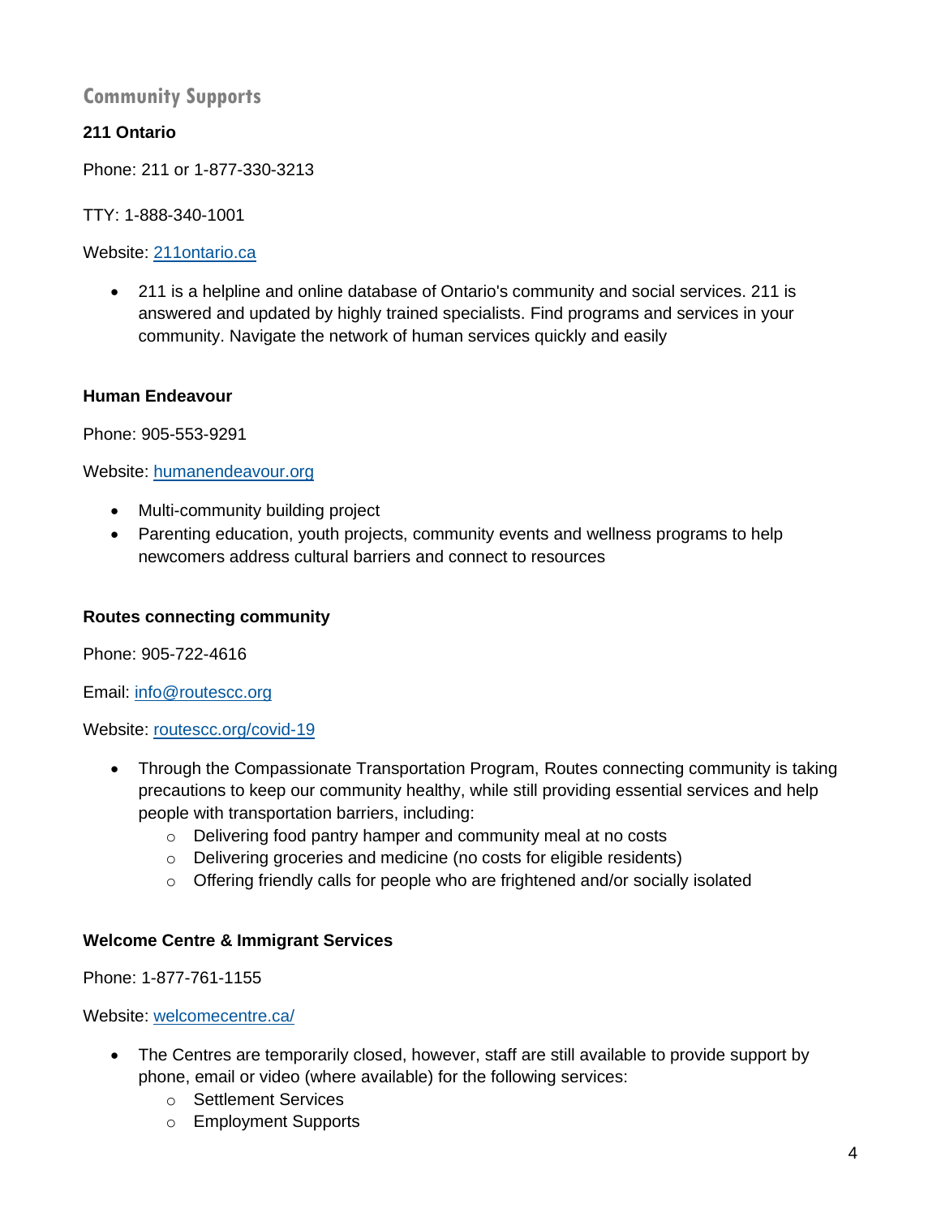## Community Supports

### 211 Ontario

Phone: 211 or 1-877-330-3213

TTY: 1-888-340-1001

Website: [211ontario.ca](211ontario.ca)

- 211 is a helpline and online database of Ontario's community and social services. 211 is answered and updated by highly trained specialists. Find programs and services in your community. Navigate the network of human services quickly and easily

### Human Endeavour

Phone: 905-553-9291

Website: [humanendeavour.org](humanendeavour.org)

- Multi-community building project
- Parenting education, youth projects, community events and wellness programs to help newcomers address cultural barriers and connect to resources

### Routes connecting community

Phone: 905-722-4616

Email: [info@routescc.org](mailto:info@routescc.org)

Website: [routescc.org/covid-19](routescc.org/covid-19)

- Through the Compassionate Transportation Program, Routes connecting community is taking precautions to keep our community healthy, while still providing essential services and help people with transportation barriers, including:
  - Delivering food pantry hamper and community meal at no costs
  - Delivering groceries and medicine (no costs for eligible residents)
  - Offering friendly calls for people who are frightened and/or socially isolated

### Welcome Centre & Immigrant Services

Phone: 1-877-761-1155

Website: [welcomecentre.ca/](welcomecentre.ca/)

- The Centres are temporarily closed, however, staff are still available to provide support by phone, email or video (where available) for the following services:
  - Settlement Services
  - Employment Supports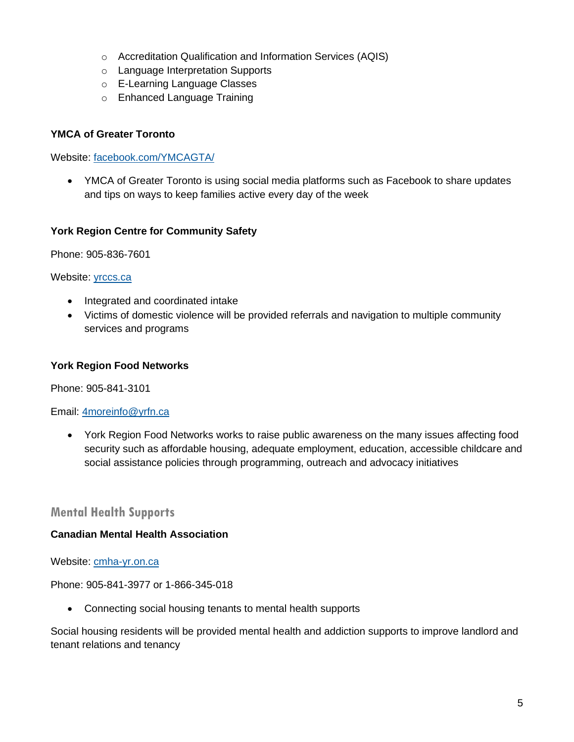- Accreditation Qualification and Information Services (AQIS)
- Language Interpretation Supports
- E-Learning Language Classes
- Enhanced Language Training

**YMCA of Greater Toronto**

Website: facebook.com/YMCAGTA/

- YMCA of Greater Toronto is using social media platforms such as Facebook to share updates and tips on ways to keep families active every day of the week

**York Region Centre for Community Safety**

Phone: 905-836-7601

Website: yrccs.ca

- Integrated and coordinated intake
- Victims of domestic violence will be provided referrals and navigation to multiple community services and programs

**York Region Food Networks**

Phone: 905-841-3101

Email: 4moreinfo@yrfn.ca

- York Region Food Networks works to raise public awareness on the many issues affecting food security such as affordable housing, adequate employment, education, accessible childcare and social assistance policies through programming, outreach and advocacy initiatives

## Mental Health Supports

**Canadian Mental Health Association**

Website: cmha-yr.on.ca

Phone: 905-841-3977 or 1-866-345-018

- Connecting social housing tenants to mental health supports

Social housing residents will be provided mental health and addiction supports to improve landlord and tenant relations and tenancy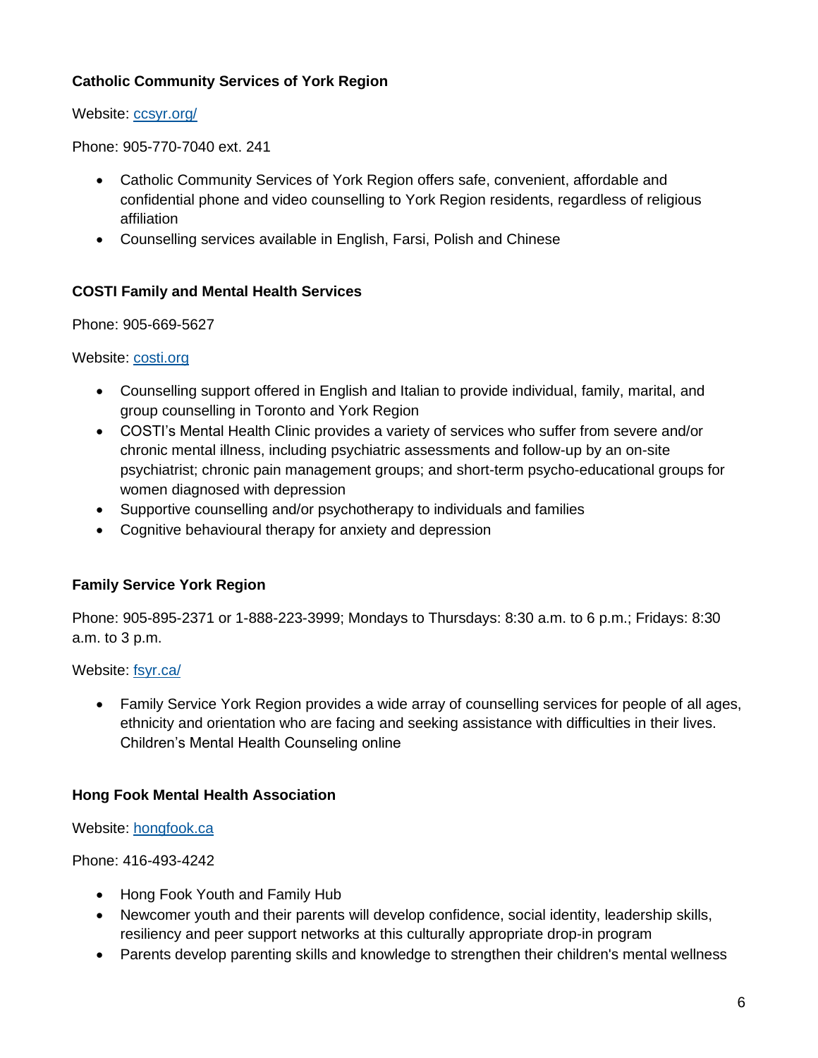### Catholic Community Services of York Region

Website: [ccsyr.org/](ccsyr.org/)

Phone: 905-770-7040 ext. 241

- Catholic Community Services of York Region offers safe, convenient, affordable and confidential phone and video counselling to York Region residents, regardless of religious affiliation
- Counselling services available in English, Farsi, Polish and Chinese

### COSTI Family and Mental Health Services

Phone: 905-669-5627

Website: [costi.org](costi.org)

- Counselling support offered in English and Italian to provide individual, family, marital, and group counselling in Toronto and York Region
- COSTI's Mental Health Clinic provides a variety of services who suffer from severe and/or chronic mental illness, including psychiatric assessments and follow-up by an on-site psychiatrist; chronic pain management groups; and short-term psycho-educational groups for women diagnosed with depression
- Supportive counselling and/or psychotherapy to individuals and families
- Cognitive behavioural therapy for anxiety and depression

### Family Service York Region

Phone: 905-895-2371 or 1-888-223-3999; Mondays to Thursdays: 8:30 a.m. to 6 p.m.; Fridays: 8:30 a.m. to 3 p.m.

Website: [fsyr.ca/](fsyr.ca/)

- Family Service York Region provides a wide array of counselling services for people of all ages, ethnicity and orientation who are facing and seeking assistance with difficulties in their lives. Children's Mental Health Counseling online

### Hong Fook Mental Health Association

Website: [hongfook.ca](hongfook.ca)

Phone: 416-493-4242

- Hong Fook Youth and Family Hub
- Newcomer youth and their parents will develop confidence, social identity, leadership skills, resiliency and peer support networks at this culturally appropriate drop-in program
- Parents develop parenting skills and knowledge to strengthen their children's mental wellness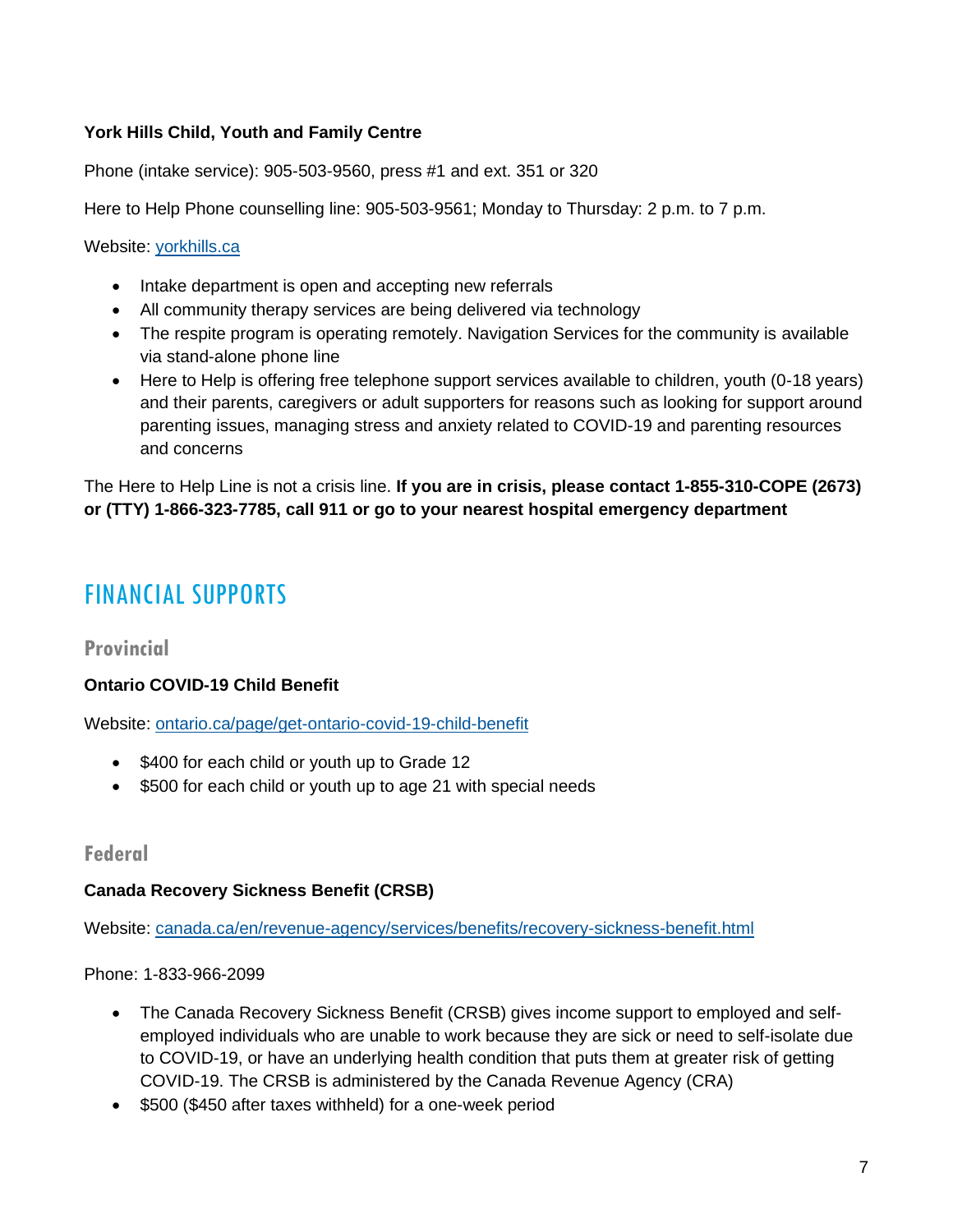**York Hills Child, Youth and Family Centre**

Phone (intake service): 905-503-9560, press #1 and ext. 351 or 320

Here to Help Phone counselling line: 905-503-9561; Monday to Thursday: 2 p.m. to 7 p.m.

Website: [yorkhills.ca](yorkhills.ca)

- Intake department is open and accepting new referrals
- All community therapy services are being delivered via technology
- The respite program is operating remotely. Navigation Services for the community is available via stand-alone phone line
- Here to Help is offering free telephone support services available to children, youth (0-18 years) and their parents, caregivers or adult supporters for reasons such as looking for support around parenting issues, managing stress and anxiety related to COVID-19 and parenting resources and concerns

The Here to Help Line is not a crisis line. **If you are in crisis, please contact 1-855-310-COPE (2673) or (TTY) 1-866-323-7785, call 911 or go to your nearest hospital emergency department**

# FINANCIAL SUPPORTS

## Provincial

**Ontario COVID-19 Child Benefit**

Website: [ontario.ca/page/get-ontario-covid-19-child-benefit](ontario.ca/page/get-ontario-covid-19-child-benefit)

- $400 for each child or youth up to Grade 12
- $500 for each child or youth up to age 21 with special needs

## Federal

**Canada Recovery Sickness Benefit (CRSB)**

Website: [canada.ca/en/revenue-agency/services/benefits/recovery-sickness-benefit.html](canada.ca/en/revenue-agency/services/benefits/recovery-sickness-benefit.html)

Phone: 1-833-966-2099

- The Canada Recovery Sickness Benefit (CRSB) gives income support to employed and self-employed individuals who are unable to work because they are sick or need to self-isolate due to COVID-19, or have an underlying health condition that puts them at greater risk of getting COVID-19. The CRSB is administered by the Canada Revenue Agency (CRA)
- $500 ($450 after taxes withheld) for a one-week period